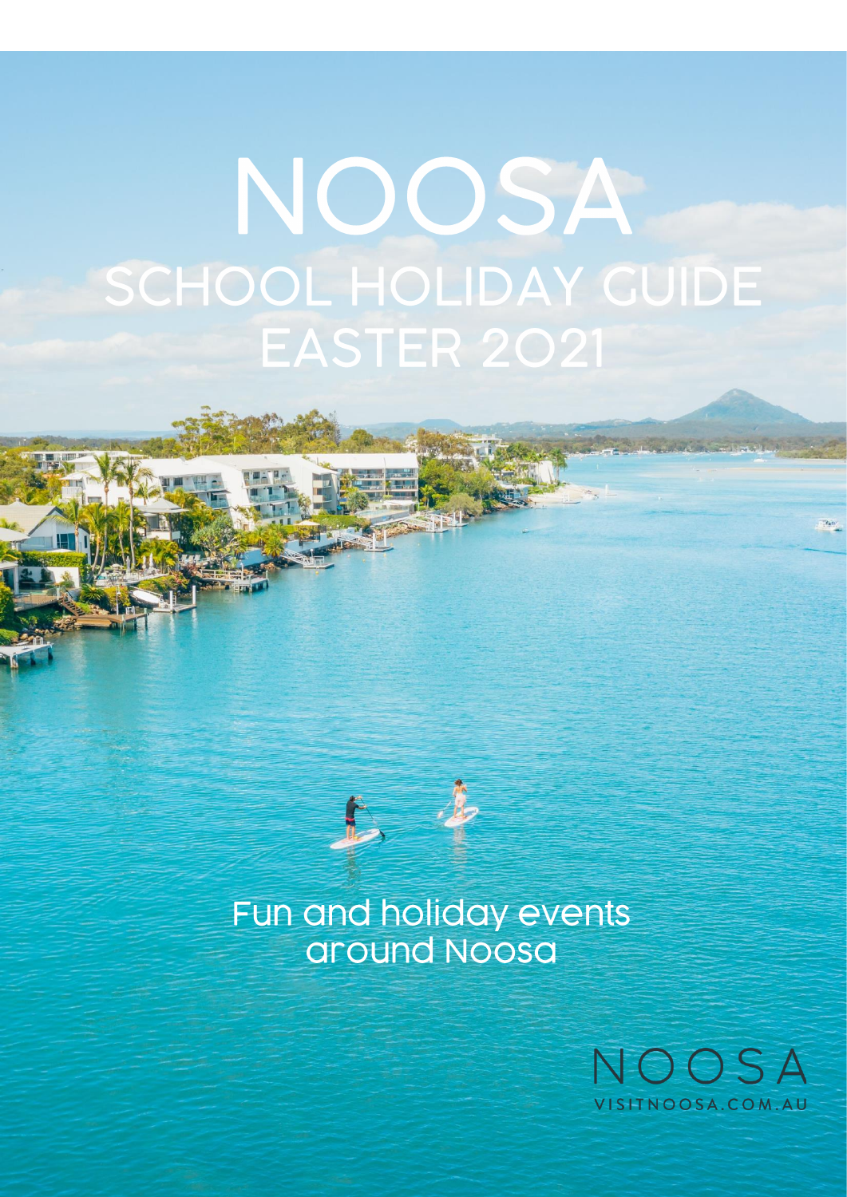# NOOSA

## SCHOOL HOLIDAY GUIDE EASTER 2021

Fun and holiday events around Noosa

NOOSA
VISITNOOSA.COM.AU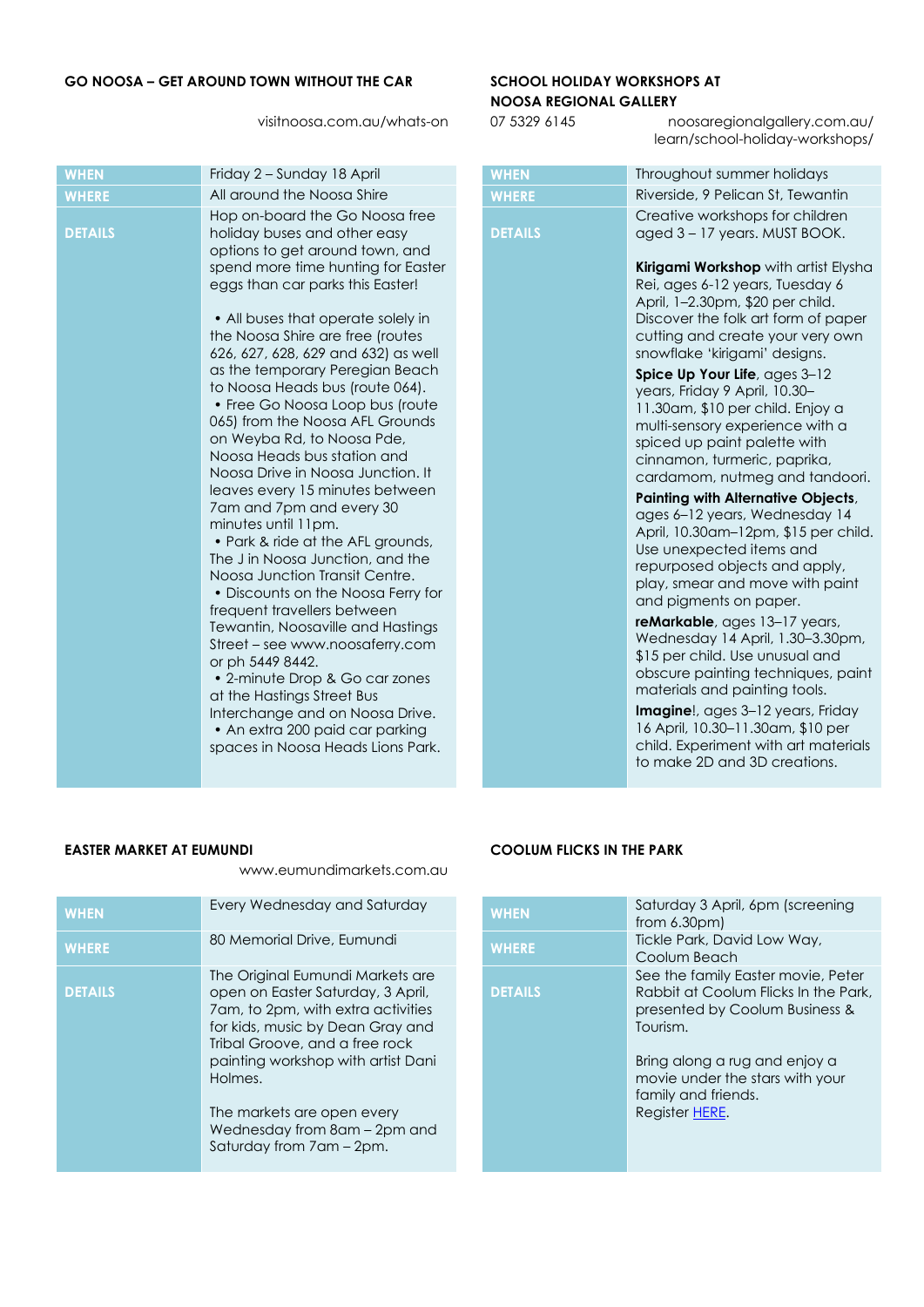### GO NOOSA – GET AROUND TOWN WITHOUT THE CAR

visitnoosa.com.au/whats-on

| | |
|---|---|
| **WHEN** | Friday 2 – Sunday 18 April |
| **WHERE** | All around the Noosa Shire |
| **DETAILS** | Hop on-board the Go Noosa free holiday buses and other easy options to get around town, and spend more time hunting for Easter eggs than car parks this Easter!<br><br>• All buses that operate solely in the Noosa Shire are free (routes 626, 627, 628, 629 and 632) as well as the temporary Peregian Beach to Noosa Heads bus (route 064).<br>• Free Go Noosa Loop bus (route 065) from the Noosa AFL Grounds on Weyba Rd, to Noosa Pde, Noosa Heads bus station and Noosa Drive in Noosa Junction. It leaves every 15 minutes between 7am and 7pm and every 30 minutes until 11pm.<br>• Park & ride at the AFL grounds, The J in Noosa Junction, and the Noosa Junction Transit Centre.<br>• Discounts on the Noosa Ferry for frequent travellers between Tewantin, Noosaville and Hastings Street – see www.noosaferry.com or ph 5449 8442.<br>• 2-minute Drop & Go car zones at the Hastings Street Bus Interchange and on Noosa Drive.<br>• An extra 200 paid car parking spaces in Noosa Heads Lions Park. |

### SCHOOL HOLIDAY WORKSHOPS AT NOOSA REGIONAL GALLERY

07 5329 6145 noosaregionalgallery.com.au/learn/school-holiday-workshops/

| | |
|---|---|
| **WHEN** | Throughout summer holidays |
| **WHERE** | Riverside, 9 Pelican St, Tewantin |
| **DETAILS** | Creative workshops for children aged 3 – 17 years. MUST BOOK.<br><br>**Kirigami Workshop** with artist Elysha Rei, ages 6-12 years, Tuesday 6 April, 1–2.30pm, $20 per child. Discover the folk art form of paper cutting and create your very own snowflake 'kirigami' designs.<br>**Spice Up Your Life**, ages 3–12 years, Friday 9 April, 10.30–11.30am, $10 per child. Enjoy a multi-sensory experience with a spiced up paint palette with cinnamon, turmeric, paprika, cardamom, nutmeg and tandoori.<br>**Painting with Alternative Objects**, ages 6–12 years, Wednesday 14 April, 10.30am–12pm, $15 per child. Use unexpected items and repurposed objects and apply, play, smear and move with paint and pigments on paper.<br>**reMarkable**, ages 13–17 years, Wednesday 14 April, 1.30–3.30pm, $15 per child. Use unusual and obscure painting techniques, paint materials and painting tools.<br>**Imagine!**, ages 3–12 years, Friday 16 April, 10.30–11.30am, $10 per child. Experiment with art materials to make 2D and 3D creations. |

### EASTER MARKET AT EUMUNDI

www.eumundimarkets.com.au

| | |
|---|---|
| **WHEN** | Every Wednesday and Saturday |
| **WHERE** | 80 Memorial Drive, Eumundi |
| **DETAILS** | The Original Eumundi Markets are open on Easter Saturday, 3 April, 7am, to 2pm, with extra activities for kids, music by Dean Gray and Tribal Groove, and a free rock painting workshop with artist Dani Holmes.<br><br>The markets are open every Wednesday from 8am – 2pm and Saturday from 7am – 2pm. |

### COOLUM FLICKS IN THE PARK

| | |
|---|---|
| **WHEN** | Saturday 3 April, 6pm (screening from 6.30pm) |
| **WHERE** | Tickle Park, David Low Way, Coolum Beach |
| **DETAILS** | See the family Easter movie, Peter Rabbit at Coolum Flicks In the Park, presented by Coolum Business & Tourism.<br><br>Bring along a rug and enjoy a movie under the stars with your family and friends.<br>Register HERE. |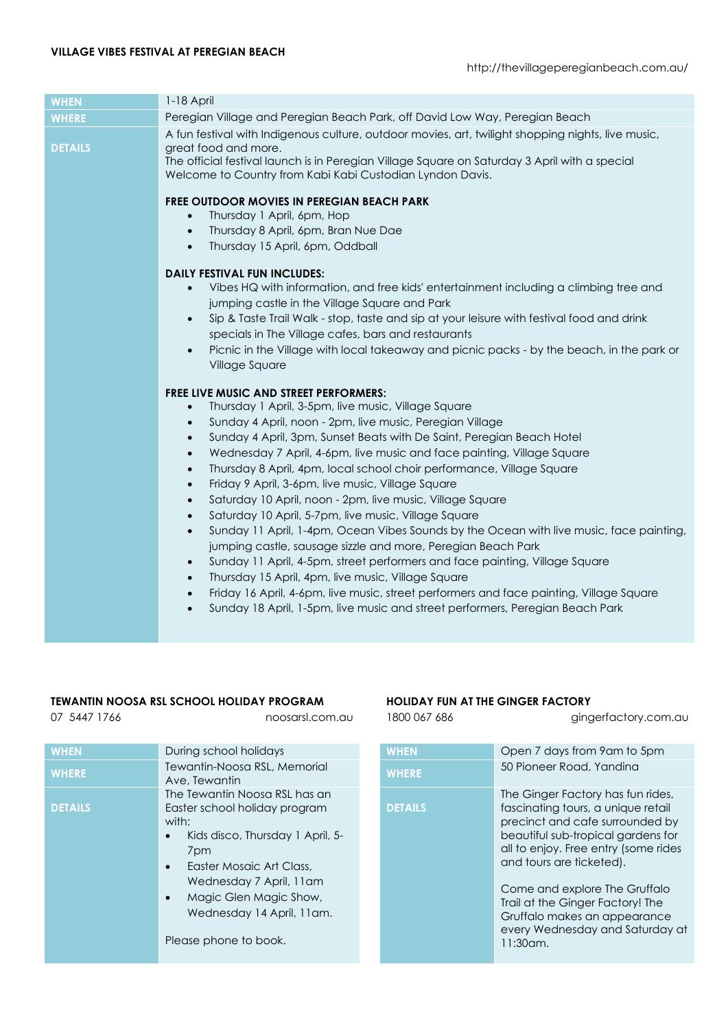### VILLAGE VIBES FESTIVAL AT PEREGIAN BEACH

http://thevillageperegianbeach.com.au/

| | |
|---|---|
| **WHEN** | 1-18 April |
| **WHERE** | Peregian Village and Peregian Beach Park, off David Low Way, Peregian Beach |
| **DETAILS** | A fun festival with Indigenous culture, outdoor movies, art, twilight shopping nights, live music, great food and more.<br>The official festival launch is in Peregian Village Square on Saturday 3 April with a special Welcome to Country from Kabi Kabi Custodian Lyndon Davis.<br><br>**FREE OUTDOOR MOVIES IN PEREGIAN BEACH PARK**<br>• Thursday 1 April, 6pm, Hop<br>• Thursday 8 April, 6pm, Bran Nue Dae<br>• Thursday 15 April, 6pm, Oddball<br><br>**DAILY FESTIVAL FUN INCLUDES:**<br>• Vibes HQ with information, and free kids' entertainment including a climbing tree and jumping castle in the Village Square and Park<br>• Sip & Taste Trail Walk - stop, taste and sip at your leisure with festival food and drink specials in The Village cafes, bars and restaurants<br>• Picnic in the Village with local takeaway and picnic packs - by the beach, in the park or Village Square<br><br>**FREE LIVE MUSIC AND STREET PERFORMERS:**<br>• Thursday 1 April, 3-5pm, live music, Village Square<br>• Sunday 4 April, noon - 2pm, live music, Peregian Village<br>• Sunday 4 April, 3pm, Sunset Beats with De Saint, Peregian Beach Hotel<br>• Wednesday 7 April, 4-6pm, live music and face painting, Village Square<br>• Thursday 8 April, 4pm, local school choir performance, Village Square<br>• Friday 9 April, 3-6pm, live music, Village Square<br>• Saturday 10 April, noon - 2pm, live music, Village Square<br>• Saturday 10 April, 5-7pm, live music, Village Square<br>• Sunday 11 April, 1-4pm, Ocean Vibes Sounds by the Ocean with live music, face painting, jumping castle, sausage sizzle and more, Peregian Beach Park<br>• Sunday 11 April, 4-5pm, street performers and face painting, Village Square<br>• Thursday 15 April, 4pm, live music, Village Square<br>• Friday 16 April, 4-6pm, live music, street performers and face painting, Village Square<br>• Sunday 18 April, 1-5pm, live music and street performers, Peregian Beach Park |

### TEWANTIN NOOSA RSL SCHOOL HOLIDAY PROGRAM

07 5447 1766 noosarsl.com.au

| | |
|---|---|
| **WHEN** | During school holidays |
| **WHERE** | Tewantin-Noosa RSL, Memorial Ave, Tewantin |
| **DETAILS** | The Tewantin Noosa RSL has an Easter school holiday program with:<br>• Kids disco, Thursday 1 April, 5-7pm<br>• Easter Mosaic Art Class, Wednesday 7 April, 11am<br>• Magic Glen Magic Show, Wednesday 14 April, 11am.<br><br>Please phone to book. |

### HOLIDAY FUN AT THE GINGER FACTORY

1800 067 686 gingerfactory.com.au

| | |
|---|---|
| **WHEN** | Open 7 days from 9am to 5pm |
| **WHERE** | 50 Pioneer Road, Yandina |
| **DETAILS** | The Ginger Factory has fun rides, fascinating tours, a unique retail precinct and cafe surrounded by beautiful sub-tropical gardens for all to enjoy. Free entry (some rides and tours are ticketed).<br><br>Come and explore The Gruffalo Trail at the Ginger Factory! The Gruffalo makes an appearance every Wednesday and Saturday at 11:30am. |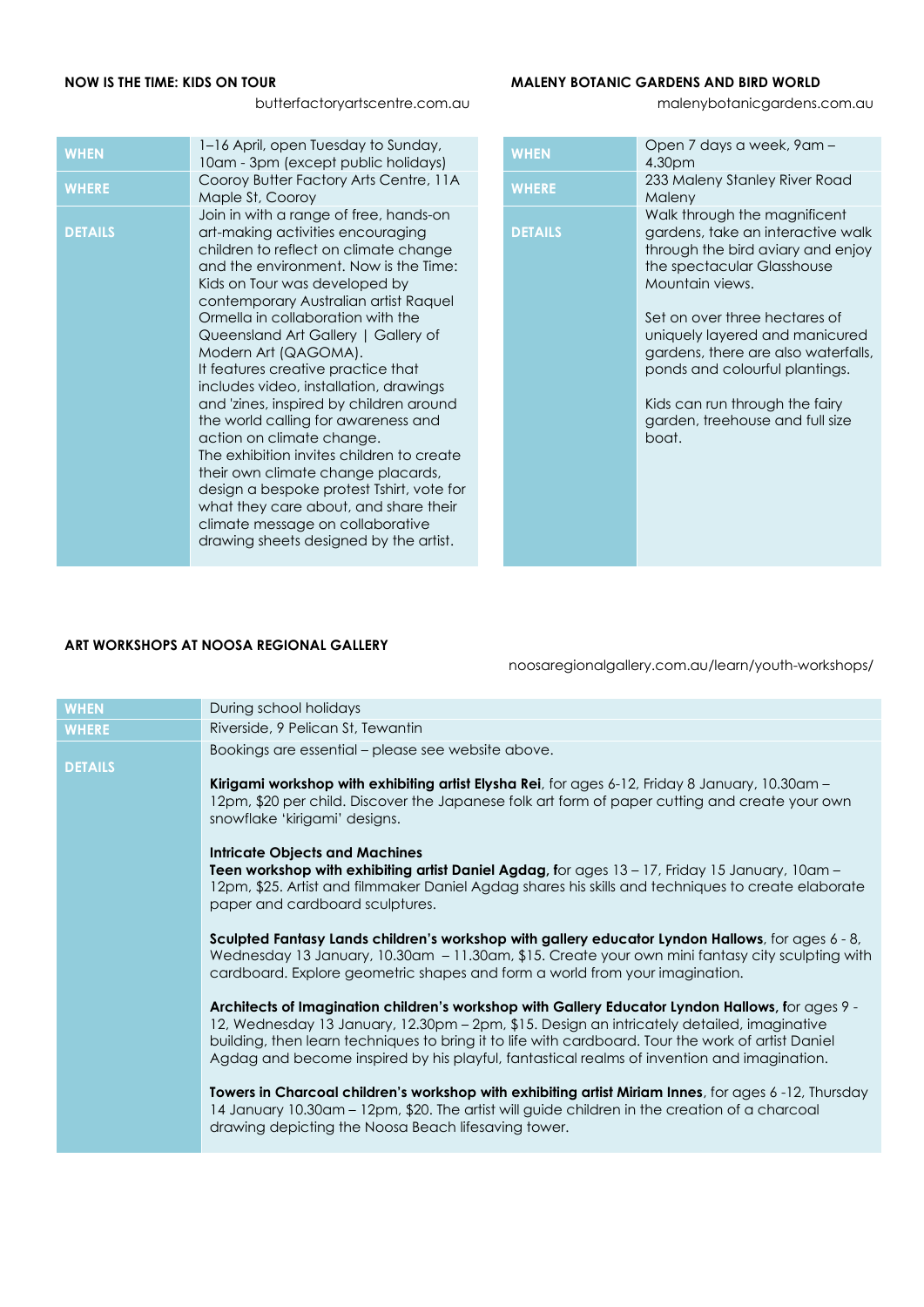### NOW IS THE TIME: KIDS ON TOUR

butterfactoryartscentre.com.au

| | |
|---|---|
| **WHEN** | 1–16 April, open Tuesday to Sunday, 10am - 3pm (except public holidays) |
| **WHERE** | Cooroy Butter Factory Arts Centre, 11A Maple St, Cooroy |
| **DETAILS** | Join in with a range of free, hands-on art-making activities encouraging children to reflect on climate change and the environment. Now is the Time: Kids on Tour was developed by contemporary Australian artist Raquel Ormella in collaboration with the Queensland Art Gallery \| Gallery of Modern Art (QAGOMA). It features creative practice that includes video, installation, drawings and 'zines, inspired by children around the world calling for awareness and action on climate change. The exhibition invites children to create their own climate change placards, design a bespoke protest Tshirt, vote for what they care about, and share their climate message on collaborative drawing sheets designed by the artist. |

### MALENY BOTANIC GARDENS AND BIRD WORLD

malenybotanicgardens.com.au

| | |
|---|---|
| **WHEN** | Open 7 days a week, 9am – 4.30pm |
| **WHERE** | 233 Maleny Stanley River Road Maleny |
| **DETAILS** | Walk through the magnificent gardens, take an interactive walk through the bird aviary and enjoy the spectacular Glasshouse Mountain views.<br><br>Set on over three hectares of uniquely layered and manicured gardens, there are also waterfalls, ponds and colourful plantings.<br><br>Kids can run through the fairy garden, treehouse and full size boat. |

### ART WORKSHOPS AT NOOSA REGIONAL GALLERY

noosaregionalgallery.com.au/learn/youth-workshops/

| | |
|---|---|
| **WHEN** | During school holidays |
| **WHERE** | Riverside, 9 Pelican St, Tewantin |
| **DETAILS** | Bookings are essential – please see website above.<br><br>**Kirigami workshop with exhibiting artist Elysha Rei**, for ages 6-12, Friday 8 January, 10.30am – 12pm, $20 per child. Discover the Japanese folk art form of paper cutting and create your own snowflake 'kirigami' designs.<br><br>**Intricate Objects and Machines**<br>**Teen workshop with exhibiting artist Daniel Agdag, f**or ages 13 – 17, Friday 15 January, 10am – 12pm, $25. Artist and filmmaker Daniel Agdag shares his skills and techniques to create elaborate paper and cardboard sculptures.<br><br>**Sculpted Fantasy Lands children's workshop with gallery educator Lyndon Hallows**, for ages 6 - 8, Wednesday 13 January, 10.30am – 11.30am, $15. Create your own mini fantasy city sculpting with cardboard. Explore geometric shapes and form a world from your imagination.<br><br>**Architects of Imagination children's workshop with Gallery Educator Lyndon Hallows, f**or ages 9 - 12, Wednesday 13 January, 12.30pm – 2pm, $15. Design an intricately detailed, imaginative building, then learn techniques to bring it to life with cardboard. Tour the work of artist Daniel Agdag and become inspired by his playful, fantastical realms of invention and imagination.<br><br>**Towers in Charcoal children's workshop with exhibiting artist Miriam Innes**, for ages 6 -12, Thursday 14 January 10.30am – 12pm, $20. The artist will guide children in the creation of a charcoal drawing depicting the Noosa Beach lifesaving tower. |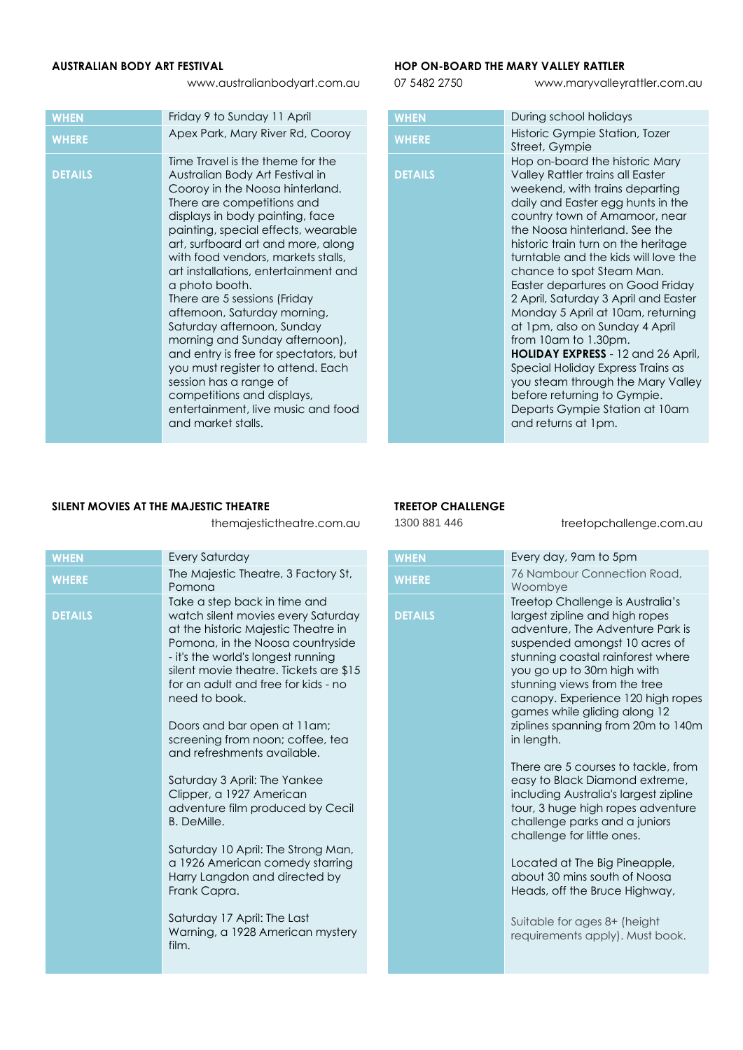### AUSTRALIAN BODY ART FESTIVAL

www.australianbodyart.com.au

| | |
|---|---|
| **WHEN** | Friday 9 to Sunday 11 April |
| **WHERE** | Apex Park, Mary River Rd, Cooroy |
| **DETAILS** | Time Travel is the theme for the Australian Body Art Festival in Cooroy in the Noosa hinterland. There are competitions and displays in body painting, face painting, special effects, wearable art, surfboard art and more, along with food vendors, markets stalls, art installations, entertainment and a photo booth.<br>There are 5 sessions (Friday afternoon, Saturday morning, Saturday afternoon, Sunday morning and Sunday afternoon), and entry is free for spectators, but you must register to attend. Each session has a range of competitions and displays, entertainment, live music and food and market stalls. |

### HOP ON-BOARD THE MARY VALLEY RATTLER

07 5482 2750 www.maryvalleyrattler.com.au

| | |
|---|---|
| **WHEN** | During school holidays |
| **WHERE** | Historic Gympie Station, Tozer Street, Gympie |
| **DETAILS** | Hop on-board the historic Mary Valley Rattler trains all Easter weekend, with trains departing daily and Easter egg hunts in the country town of Amamoor, near the Noosa hinterland. See the historic train turn on the heritage turntable and the kids will love the chance to spot Steam Man.<br>Easter departures on Good Friday 2 April, Saturday 3 April and Easter Monday 5 April at 10am, returning at 1pm, also on Sunday 4 April from 10am to 1.30pm.<br>**HOLIDAY EXPRESS** - 12 and 26 April, Special Holiday Express Trains as you steam through the Mary Valley before returning to Gympie. Departs Gympie Station at 10am and returns at 1pm. |

### SILENT MOVIES AT THE MAJESTIC THEATRE

themajestictheatre.com.au

| | |
|---|---|
| **WHEN** | Every Saturday |
| **WHERE** | The Majestic Theatre, 3 Factory St, Pomona |
| **DETAILS** | Take a step back in time and watch silent movies every Saturday at the historic Majestic Theatre in Pomona, in the Noosa countryside - it's the world's longest running silent movie theatre. Tickets are $15 for an adult and free for kids - no need to book.<br><br>Doors and bar open at 11am; screening from noon; coffee, tea and refreshments available.<br><br>Saturday 3 April: The Yankee Clipper, a 1927 American adventure film produced by Cecil B. DeMille.<br><br>Saturday 10 April: The Strong Man, a 1926 American comedy starring Harry Langdon and directed by Frank Capra.<br><br>Saturday 17 April: The Last Warning, a 1928 American mystery film. |

### TREETOP CHALLENGE

1300 881 446 treetopchallenge.com.au

| | |
|---|---|
| **WHEN** | Every day, 9am to 5pm |
| **WHERE** | 76 Nambour Connection Road, Woombye |
| **DETAILS** | Treetop Challenge is Australia's largest zipline and high ropes adventure, The Adventure Park is suspended amongst 10 acres of stunning coastal rainforest where you go up to 30m high with stunning views from the tree canopy. Experience 120 high ropes games while gliding along 12 ziplines spanning from 20m to 140m in length.<br><br>There are 5 courses to tackle, from easy to Black Diamond extreme, including Australia's largest zipline tour, 3 huge high ropes adventure challenge parks and a juniors challenge for little ones.<br><br>Located at The Big Pineapple, about 30 mins south of Noosa Heads, off the Bruce Highway,<br><br>Suitable for ages 8+ (height requirements apply). Must book. |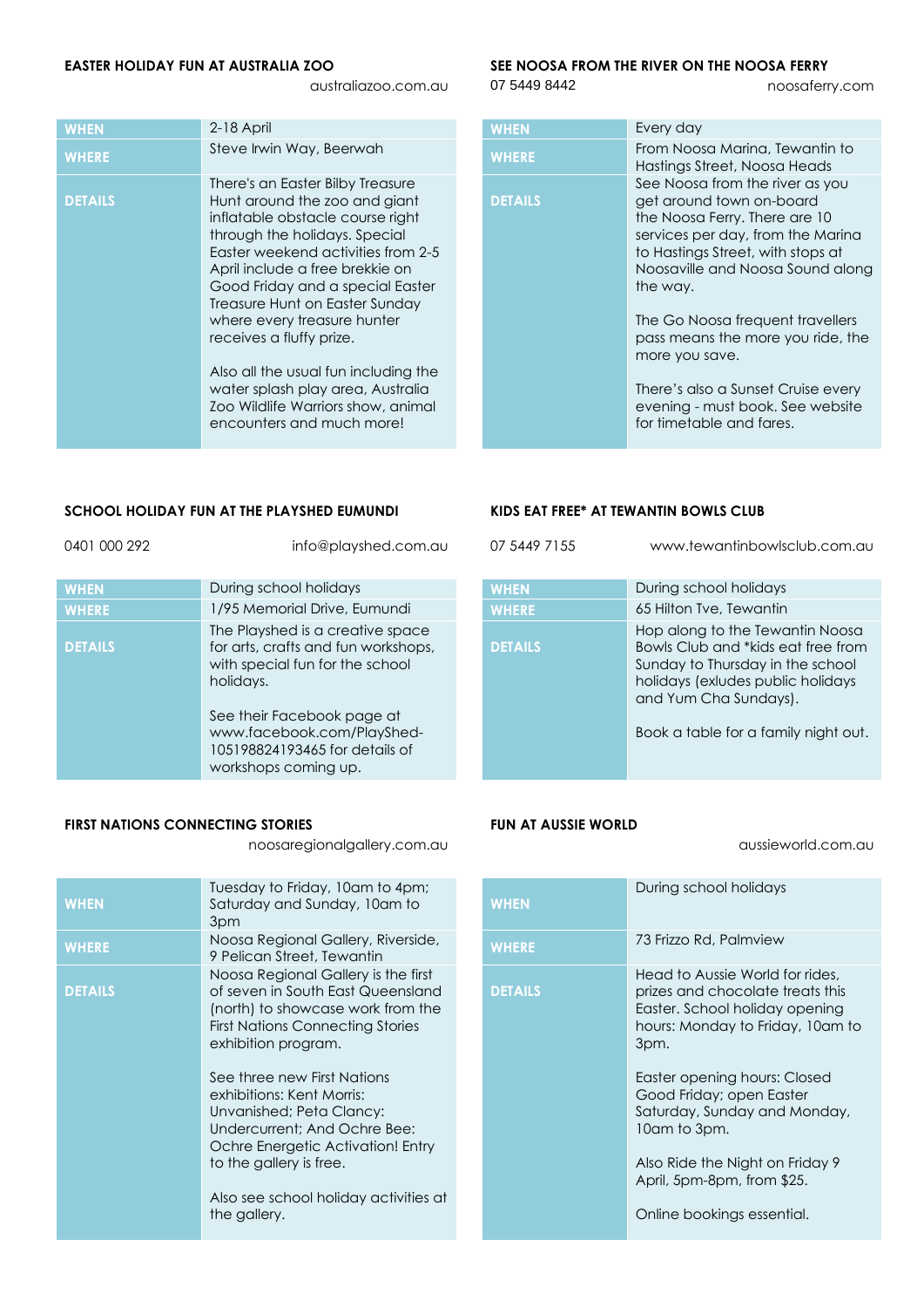## EASTER HOLIDAY FUN AT AUSTRALIA ZOO

australiazoo.com.au

| | |
|---|---|
| **WHEN** | 2-18 April |
| **WHERE** | Steve Irwin Way, Beerwah |
| **DETAILS** | There's an Easter Bilby Treasure Hunt around the zoo and giant inflatable obstacle course right through the holidays. Special Easter weekend activities from 2-5 April include a free brekkie on Good Friday and a special Easter Treasure Hunt on Easter Sunday where every treasure hunter receives a fluffy prize.<br><br>Also all the usual fun including the water splash play area, Australia Zoo Wildlife Warriors show, animal encounters and much more! |

## SEE NOOSA FROM THE RIVER ON THE NOOSA FERRY

07 5449 8442 noosaferry.com

| | |
|---|---|
| **WHEN** | Every day |
| **WHERE** | From Noosa Marina, Tewantin to Hastings Street, Noosa Heads |
| **DETAILS** | See Noosa from the river as you get around town on-board the Noosa Ferry. There are 10 services per day, from the Marina to Hastings Street, with stops at Noosaville and Noosa Sound along the way.<br><br>The Go Noosa frequent travellers pass means the more you ride, the more you save.<br><br>There's also a Sunset Cruise every evening - must book. See website for timetable and fares. |

## SCHOOL HOLIDAY FUN AT THE PLAYSHED EUMUNDI

0401 000 292 info@playshed.com.au

| | |
|---|---|
| **WHEN** | During school holidays |
| **WHERE** | 1/95 Memorial Drive, Eumundi |
| **DETAILS** | The Playshed is a creative space for arts, crafts and fun workshops, with special fun for the school holidays.<br><br>See their Facebook page at www.facebook.com/PlayShed-105198824193465 for details of workshops coming up. |

## KIDS EAT FREE* AT TEWANTIN BOWLS CLUB

07 5449 7155 www.tewantinbowlsclub.com.au

| | |
|---|---|
| **WHEN** | During school holidays |
| **WHERE** | 65 Hilton Tve, Tewantin |
| **DETAILS** | Hop along to the Tewantin Noosa Bowls Club and *kids eat free from Sunday to Thursday in the school holidays (exludes public holidays and Yum Cha Sundays).<br><br>Book a table for a family night out. |

## FIRST NATIONS CONNECTING STORIES

noosaregionalgallery.com.au

| | |
|---|---|
| **WHEN** | Tuesday to Friday, 10am to 4pm; Saturday and Sunday, 10am to 3pm |
| **WHERE** | Noosa Regional Gallery, Riverside, 9 Pelican Street, Tewantin |
| **DETAILS** | Noosa Regional Gallery is the first of seven in South East Queensland (north) to showcase work from the First Nations Connecting Stories exhibition program.<br><br>See three new First Nations exhibitions: Kent Morris: Unvanished; Peta Clancy: Undercurrent; And Ochre Bee: Ochre Energetic Activation! Entry to the gallery is free.<br><br>Also see school holiday activities at the gallery. |

## FUN AT AUSSIE WORLD

aussieworld.com.au

| | |
|---|---|
| **WHEN** | During school holidays |
| **WHERE** | 73 Frizzo Rd, Palmview |
| **DETAILS** | Head to Aussie World for rides, prizes and chocolate treats this Easter. School holiday opening hours: Monday to Friday, 10am to 3pm.<br><br>Easter opening hours: Closed Good Friday; open Easter Saturday, Sunday and Monday, 10am to 3pm.<br><br>Also Ride the Night on Friday 9 April, 5pm-8pm, from $25.<br><br>Online bookings essential. |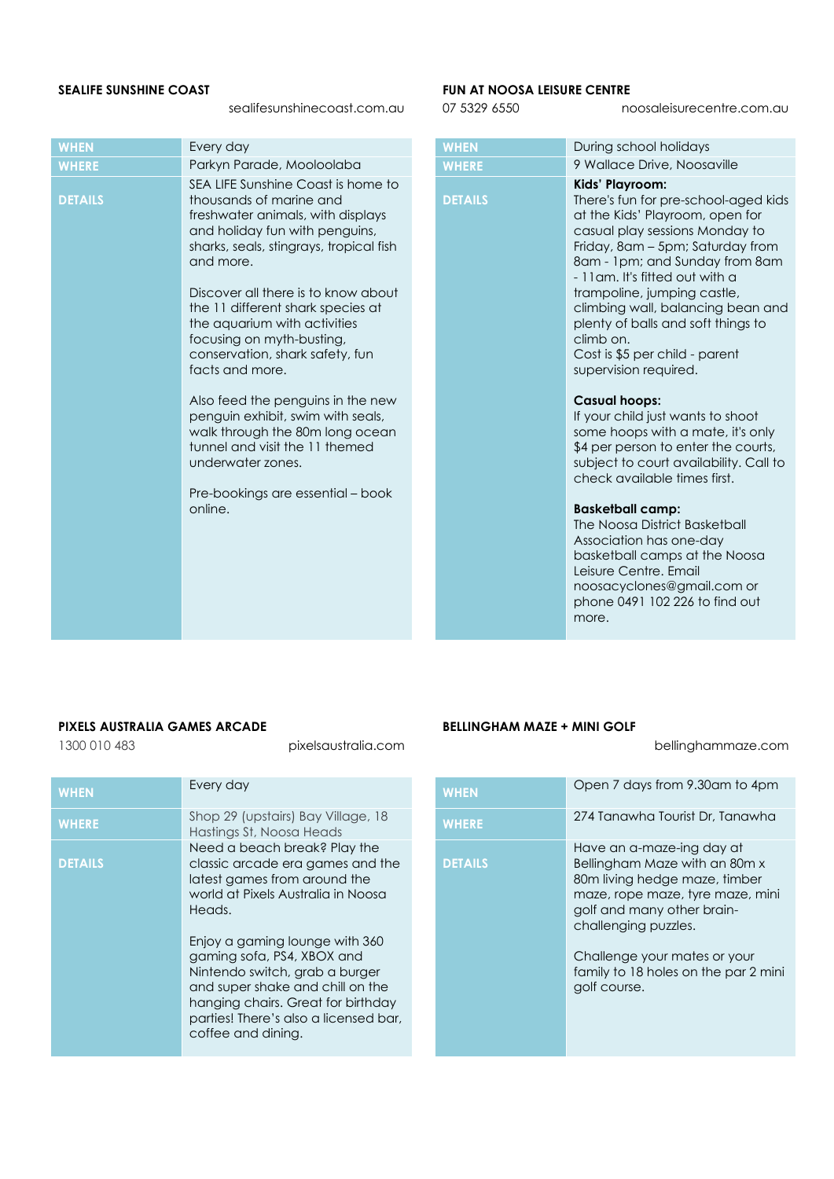### SEALIFE SUNSHINE COAST

sealifesunshinecoast.com.au

| | |
|---|---|
| **WHEN** | Every day |
| **WHERE** | Parkyn Parade, Mooloolaba |
| **DETAILS** | SEA LIFE Sunshine Coast is home to thousands of marine and freshwater animals, with displays and holiday fun with penguins, sharks, seals, stingrays, tropical fish and more.<br><br>Discover all there is to know about the 11 different shark species at the aquarium with activities focusing on myth-busting, conservation, shark safety, fun facts and more.<br><br>Also feed the penguins in the new penguin exhibit, swim with seals, walk through the 80m long ocean tunnel and visit the 11 themed underwater zones.<br><br>Pre-bookings are essential – book online. |

### FUN AT NOOSA LEISURE CENTRE

07 5329 6550 noosaleisurecentre.com.au

| | |
|---|---|
| **WHEN** | During school holidays |
| **WHERE** | 9 Wallace Drive, Noosaville |
| **DETAILS** | **Kids' Playroom:**<br>There's fun for pre-school-aged kids at the Kids' Playroom, open for casual play sessions Monday to Friday, 8am – 5pm; Saturday from 8am - 1pm; and Sunday from 8am - 11am. It's fitted out with a trampoline, jumping castle, climbing wall, balancing bean and plenty of balls and soft things to climb on.<br>Cost is $5 per child - parent supervision required.<br><br>**Casual hoops:**<br>If your child just wants to shoot some hoops with a mate, it's only $4 per person to enter the courts, subject to court availability. Call to check available times first.<br><br>**Basketball camp:**<br>The Noosa District Basketball Association has one-day basketball camps at the Noosa Leisure Centre. Email noosacyclones@gmail.com or phone 0491 102 226 to find out more. |

### PIXELS AUSTRALIA GAMES ARCADE

1300 010 483 pixelsaustralia.com

| | |
|---|---|
| **WHEN** | Every day |
| **WHERE** | Shop 29 (upstairs) Bay Village, 18 Hastings St, Noosa Heads |
| **DETAILS** | Need a beach break? Play the classic arcade era games and the latest games from around the world at Pixels Australia in Noosa Heads.<br><br>Enjoy a gaming lounge with 360 gaming sofa, PS4, XBOX and Nintendo switch, grab a burger and super shake and chill on the hanging chairs. Great for birthday parties! There's also a licensed bar, coffee and dining. |

### BELLINGHAM MAZE + MINI GOLF

bellinghammaze.com

| | |
|---|---|
| **WHEN** | Open 7 days from 9.30am to 4pm |
| **WHERE** | 274 Tanawha Tourist Dr, Tanawha |
| **DETAILS** | Have an a-maze-ing day at Bellingham Maze with an 80m x 80m living hedge maze, timber maze, rope maze, tyre maze, mini golf and many other brain-challenging puzzles.<br><br>Challenge your mates or your family to 18 holes on the par 2 mini golf course. |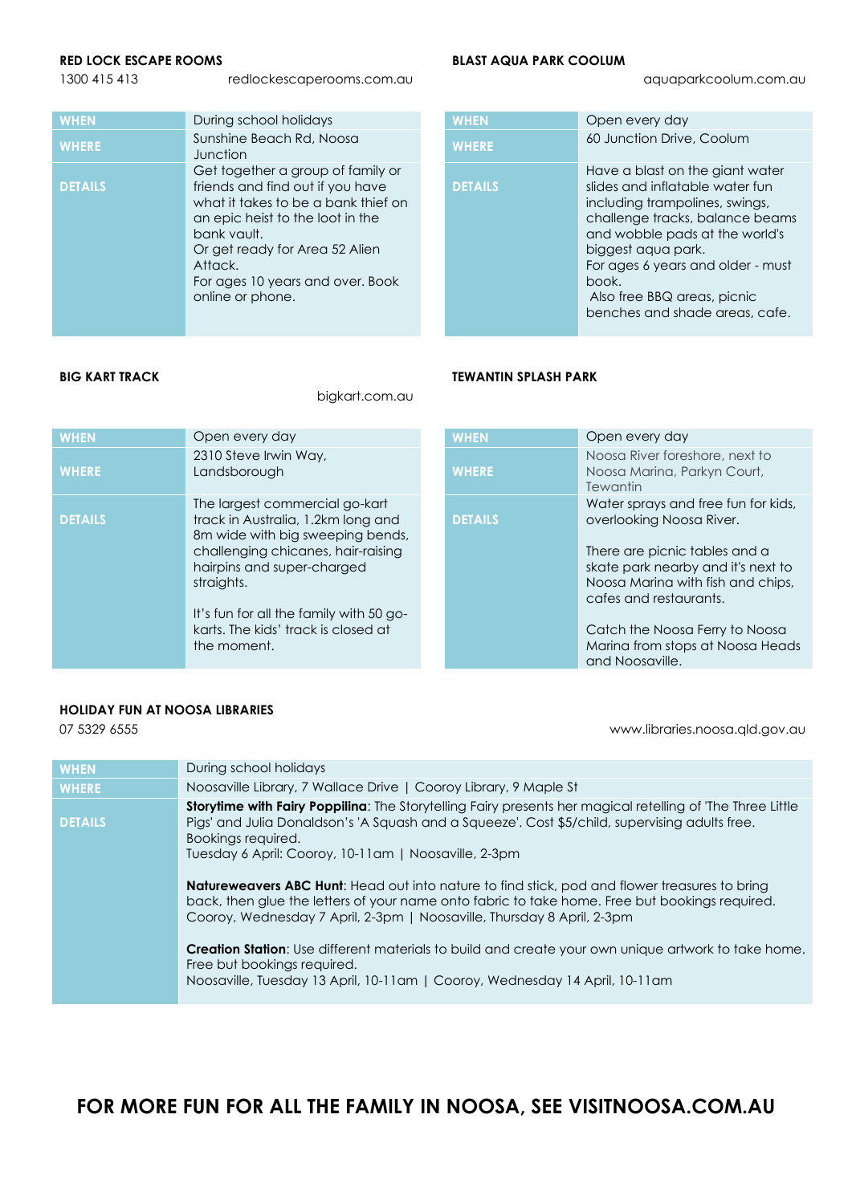### RED LOCK ESCAPE ROOMS

1300 415 413 redlockescaperooms.com.au

| | |
|---|---|
| **WHEN** | During school holidays |
| **WHERE** | Sunshine Beach Rd, Noosa Junction |
| **DETAILS** | Get together a group of family or friends and find out if you have what it takes to be a bank thief on an epic heist to the loot in the bank vault.<br>Or get ready for Area 52 Alien Attack.<br>For ages 10 years and over. Book online or phone. |

### BLAST AQUA PARK COOLUM

aquaparkcoolum.com.au

| | |
|---|---|
| **WHEN** | Open every day |
| **WHERE** | 60 Junction Drive, Coolum |
| **DETAILS** | Have a blast on the giant water slides and inflatable water fun including trampolines, swings, challenge tracks, balance beams and wobble pads at the world's biggest aqua park.<br>For ages 6 years and older - must book.<br>Also free BBQ areas, picnic benches and shade areas, cafe. |

### BIG KART TRACK

bigkart.com.au

| | |
|---|---|
| **WHEN** | Open every day |
| **WHERE** | 2310 Steve Irwin Way, Landsborough |
| **DETAILS** | The largest commercial go-kart track in Australia, 1.2km long and 8m wide with big sweeping bends, challenging chicanes, hair-raising hairpins and super-charged straights.<br><br>It's fun for all the family with 50 go-karts. The kids' track is closed at the moment. |

### TEWANTIN SPLASH PARK

| | |
|---|---|
| **WHEN** | Open every day |
| **WHERE** | Noosa River foreshore, next to Noosa Marina, Parkyn Court, Tewantin |
| **DETAILS** | Water sprays and free fun for kids, overlooking Noosa River.<br><br>There are picnic tables and a skate park nearby and it's next to Noosa Marina with fish and chips, cafes and restaurants.<br><br>Catch the Noosa Ferry to Noosa Marina from stops at Noosa Heads and Noosaville. |

### HOLIDAY FUN AT NOOSA LIBRARIES

07 5329 6555 www.libraries.noosa.qld.gov.au

| | |
|---|---|
| **WHEN** | During school holidays |
| **WHERE** | Noosaville Library, 7 Wallace Drive \| Cooroy Library, 9 Maple St |
| **DETAILS** | **Storytime with Fairy Poppilina**: The Storytelling Fairy presents her magical retelling of 'The Three Little Pigs' and Julia Donaldson's 'A Squash and a Squeeze'. Cost $5/child, supervising adults free. Bookings required.<br>Tuesday 6 April: Cooroy, 10-11am \| Noosaville, 2-3pm<br><br>**Natureweavers ABC Hunt**: Head out into nature to find stick, pod and flower treasures to bring back, then glue the letters of your name onto fabric to take home. Free but bookings required.<br>Cooroy, Wednesday 7 April, 2-3pm \| Noosaville, Thursday 8 April, 2-3pm<br><br>**Creation Station**: Use different materials to build and create your own unique artwork to take home. Free but bookings required.<br>Noosaville, Tuesday 13 April, 10-11am \| Cooroy, Wednesday 14 April, 10-11am |

## FOR MORE FUN FOR ALL THE FAMILY IN NOOSA, SEE VISITNOOSA.COM.AU